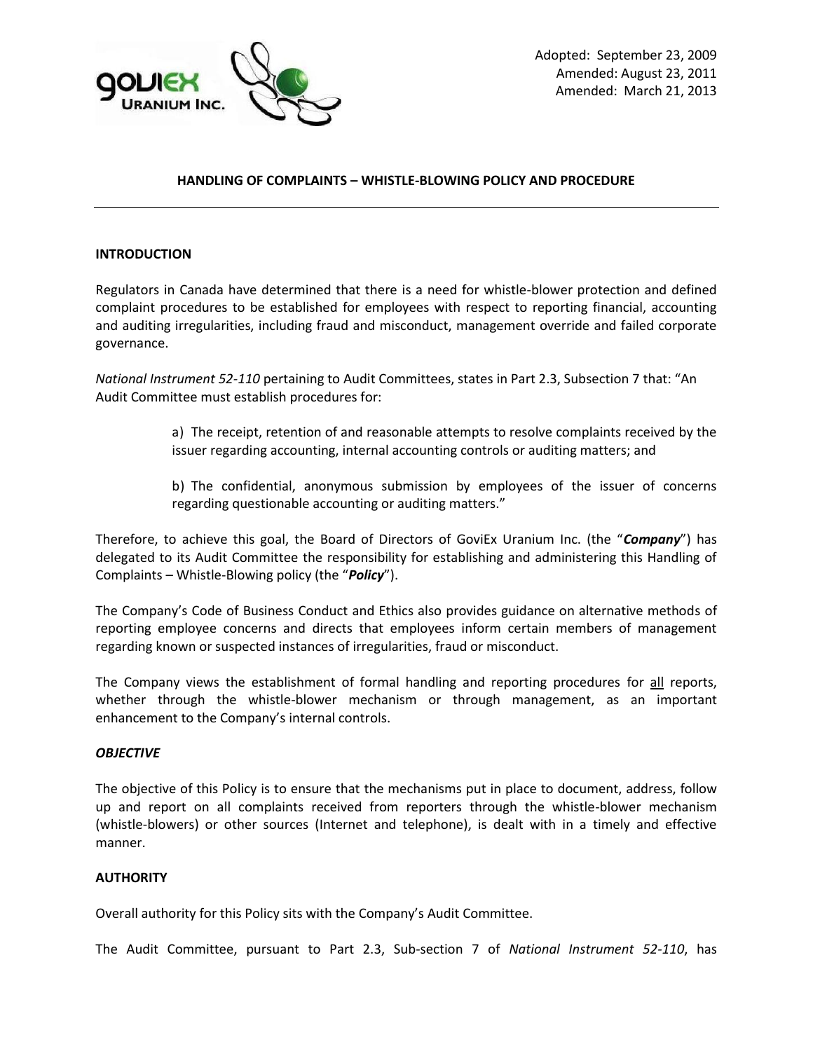Adopted: September 23, 2009
Amended: August 23, 2011
Amended: March 21, 2013

# HANDLING OF COMPLAINTS – WHISTLE-BLOWING POLICY AND PROCEDURE

---

## INTRODUCTION

Regulators in Canada have determined that there is a need for whistle-blower protection and defined complaint procedures to be established for employees with respect to reporting financial, accounting and auditing irregularities, including fraud and misconduct, management override and failed corporate governance.

*National Instrument 52-110* pertaining to Audit Committees, states in Part 2.3, Subsection 7 that: "An Audit Committee must establish procedures for:

> a) The receipt, retention of and reasonable attempts to resolve complaints received by the issuer regarding accounting, internal accounting controls or auditing matters; and
>
> b) The confidential, anonymous submission by employees of the issuer of concerns regarding questionable accounting or auditing matters."

Therefore, to achieve this goal, the Board of Directors of GoviEx Uranium Inc. (the "***Company***") has delegated to its Audit Committee the responsibility for establishing and administering this Handling of Complaints – Whistle-Blowing policy (the "***Policy***").

The Company's Code of Business Conduct and Ethics also provides guidance on alternative methods of reporting employee concerns and directs that employees inform certain members of management regarding known or suspected instances of irregularities, fraud or misconduct.

The Company views the establishment of formal handling and reporting procedures for <u>all</u> reports, whether through the whistle-blower mechanism or through management, as an important enhancement to the Company's internal controls.

## *OBJECTIVE*

The objective of this Policy is to ensure that the mechanisms put in place to document, address, follow up and report on all complaints received from reporters through the whistle-blower mechanism (whistle-blowers) or other sources (Internet and telephone), is dealt with in a timely and effective manner.

## AUTHORITY

Overall authority for this Policy sits with the Company's Audit Committee.

The Audit Committee, pursuant to Part 2.3, Sub-section 7 of *National Instrument 52-110*, has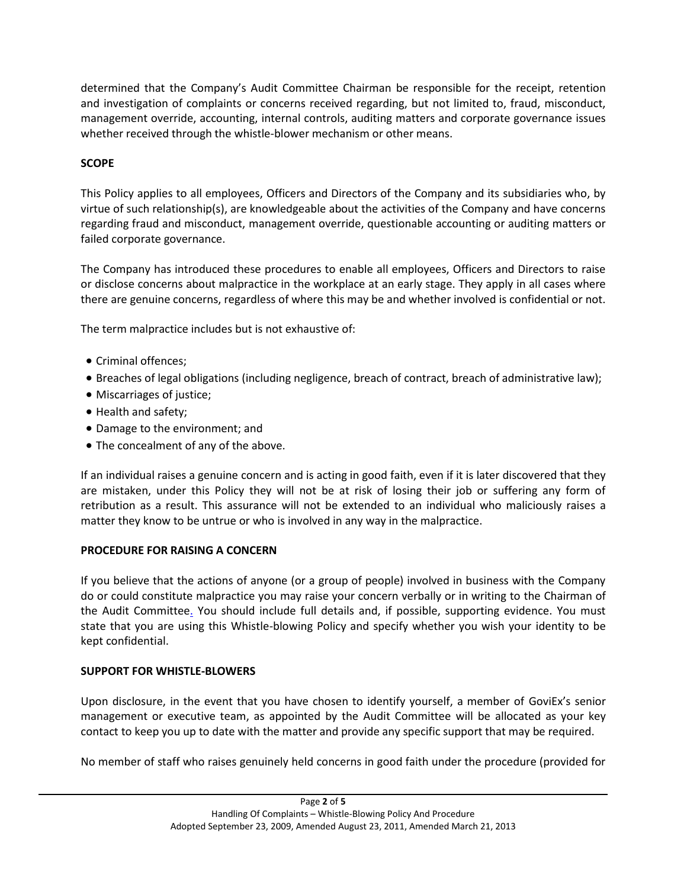determined that the Company's Audit Committee Chairman be responsible for the receipt, retention and investigation of complaints or concerns received regarding, but not limited to, fraud, misconduct, management override, accounting, internal controls, auditing matters and corporate governance issues whether received through the whistle-blower mechanism or other means.

**SCOPE**

This Policy applies to all employees, Officers and Directors of the Company and its subsidiaries who, by virtue of such relationship(s), are knowledgeable about the activities of the Company and have concerns regarding fraud and misconduct, management override, questionable accounting or auditing matters or failed corporate governance.

The Company has introduced these procedures to enable all employees, Officers and Directors to raise or disclose concerns about malpractice in the workplace at an early stage. They apply in all cases where there are genuine concerns, regardless of where this may be and whether involved is confidential or not.

The term malpractice includes but is not exhaustive of:

- Criminal offences;
- Breaches of legal obligations (including negligence, breach of contract, breach of administrative law);
- Miscarriages of justice;
- Health and safety;
- Damage to the environment; and
- The concealment of any of the above.

If an individual raises a genuine concern and is acting in good faith, even if it is later discovered that they are mistaken, under this Policy they will not be at risk of losing their job or suffering any form of retribution as a result. This assurance will not be extended to an individual who maliciously raises a matter they know to be untrue or who is involved in any way in the malpractice.

**PROCEDURE FOR RAISING A CONCERN**

If you believe that the actions of anyone (or a group of people) involved in business with the Company do or could constitute malpractice you may raise your concern verbally or in writing to the Chairman of the Audit Committee. You should include full details and, if possible, supporting evidence. You must state that you are using this Whistle-blowing Policy and specify whether you wish your identity to be kept confidential.

**SUPPORT FOR WHISTLE-BLOWERS**

Upon disclosure, in the event that you have chosen to identify yourself, a member of GoviEx's senior management or executive team, as appointed by the Audit Committee will be allocated as your key contact to keep you up to date with the matter and provide any specific support that may be required.

No member of staff who raises genuinely held concerns in good faith under the procedure (provided for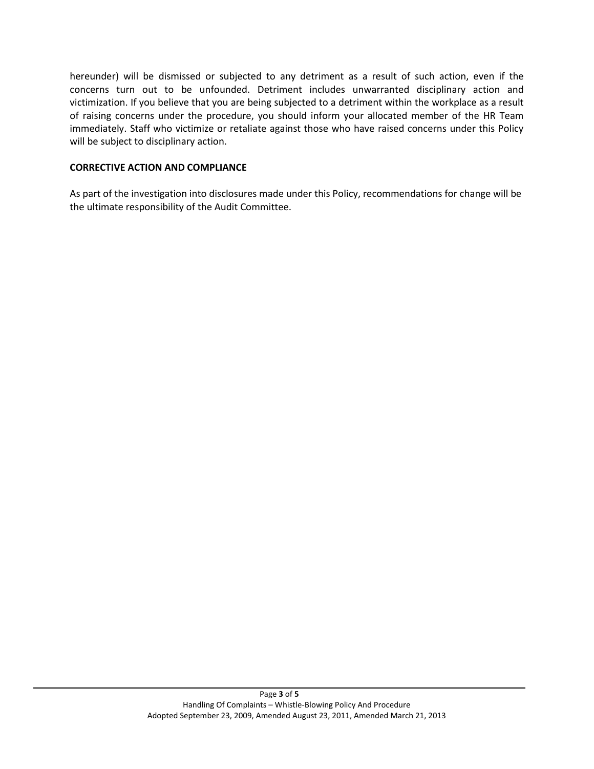hereunder) will be dismissed or subjected to any detriment as a result of such action, even if the concerns turn out to be unfounded. Detriment includes unwarranted disciplinary action and victimization. If you believe that you are being subjected to a detriment within the workplace as a result of raising concerns under the procedure, you should inform your allocated member of the HR Team immediately. Staff who victimize or retaliate against those who have raised concerns under this Policy will be subject to disciplinary action.

**CORRECTIVE ACTION AND COMPLIANCE**

As part of the investigation into disclosures made under this Policy, recommendations for change will be the ultimate responsibility of the Audit Committee.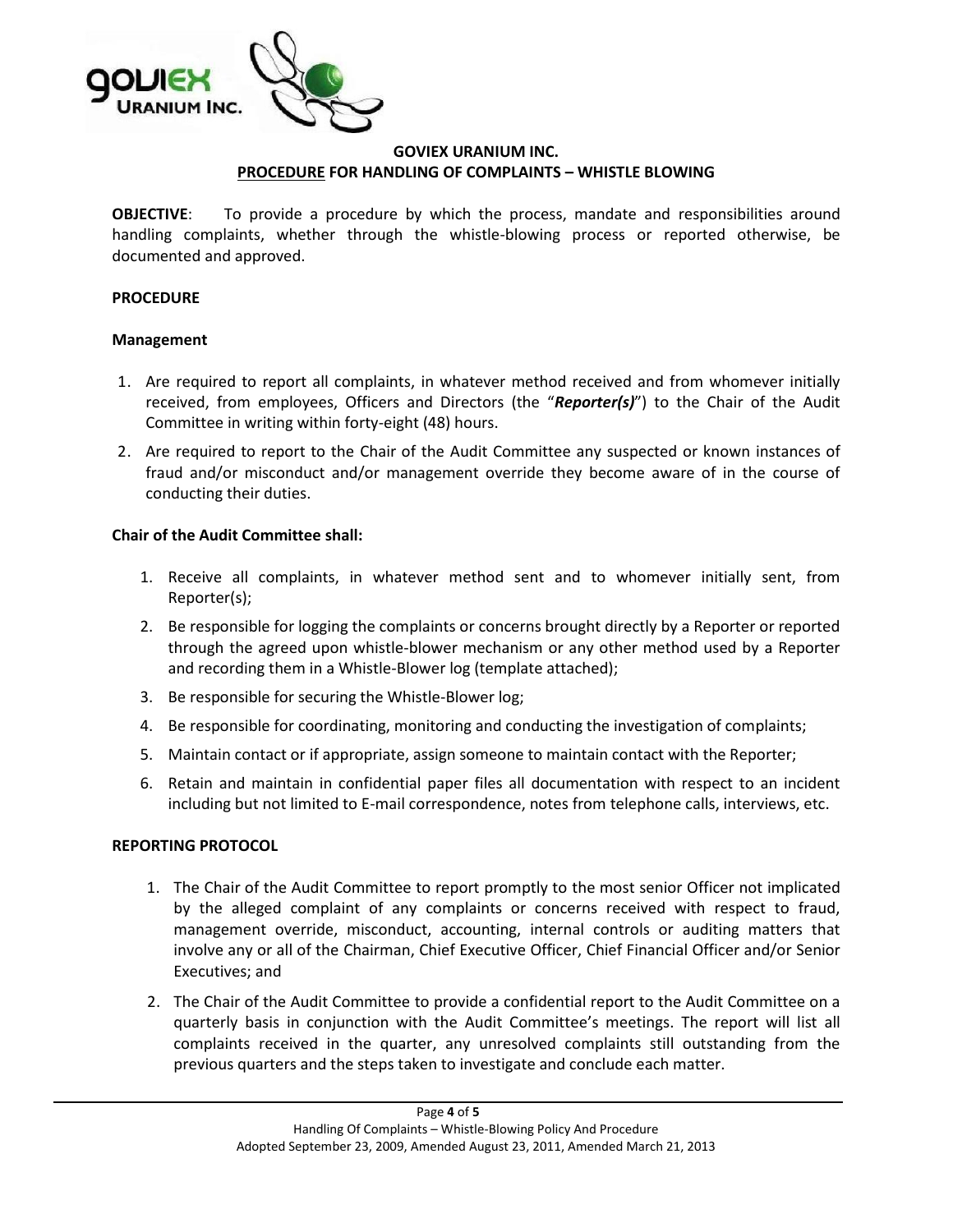**GOVIEX URANIUM INC.**
**PROCEDURE FOR HANDLING OF COMPLAINTS – WHISTLE BLOWING**

**OBJECTIVE**: To provide a procedure by which the process, mandate and responsibilities around handling complaints, whether through the whistle-blowing process or reported otherwise, be documented and approved.

**PROCEDURE**

**Management**

1. Are required to report all complaints, in whatever method received and from whomever initially received, from employees, Officers and Directors (the "***Reporter(s)***") to the Chair of the Audit Committee in writing within forty-eight (48) hours.
2. Are required to report to the Chair of the Audit Committee any suspected or known instances of fraud and/or misconduct and/or management override they become aware of in the course of conducting their duties.

**Chair of the Audit Committee shall:**

1. Receive all complaints, in whatever method sent and to whomever initially sent, from Reporter(s);
2. Be responsible for logging the complaints or concerns brought directly by a Reporter or reported through the agreed upon whistle-blower mechanism or any other method used by a Reporter and recording them in a Whistle-Blower log (template attached);
3. Be responsible for securing the Whistle-Blower log;
4. Be responsible for coordinating, monitoring and conducting the investigation of complaints;
5. Maintain contact or if appropriate, assign someone to maintain contact with the Reporter;
6. Retain and maintain in confidential paper files all documentation with respect to an incident including but not limited to E-mail correspondence, notes from telephone calls, interviews, etc.

**REPORTING PROTOCOL**

1. The Chair of the Audit Committee to report promptly to the most senior Officer not implicated by the alleged complaint of any complaints or concerns received with respect to fraud, management override, misconduct, accounting, internal controls or auditing matters that involve any or all of the Chairman, Chief Executive Officer, Chief Financial Officer and/or Senior Executives; and
2. The Chair of the Audit Committee to provide a confidential report to the Audit Committee on a quarterly basis in conjunction with the Audit Committee's meetings. The report will list all complaints received in the quarter, any unresolved complaints still outstanding from the previous quarters and the steps taken to investigate and conclude each matter.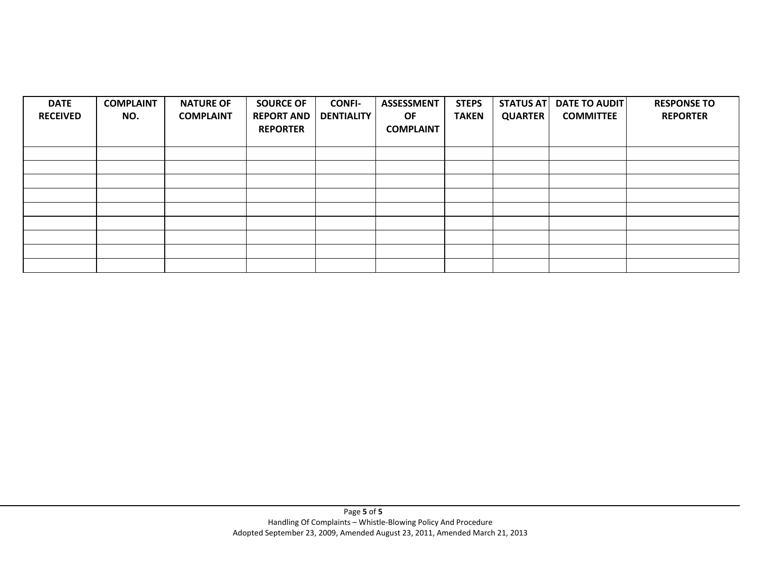| DATE RECEIVED | COMPLAINT NO. | NATURE OF COMPLAINT | SOURCE OF REPORT AND REPORTER | CONFI-DENTIALITY | ASSESSMENT OF COMPLAINT | STEPS TAKEN | STATUS AT QUARTER | DATE TO AUDIT COMMITTEE | RESPONSE TO REPORTER |
|---|---|---|---|---|---|---|---|---|---|
| | | | | | | | | | |
| | | | | | | | | | |
| | | | | | | | | | |
| | | | | | | | | | |
| | | | | | | | | | |
| | | | | | | | | | |
| | | | | | | | | | |
| | | | | | | | | | |
| | | | | | | | | | |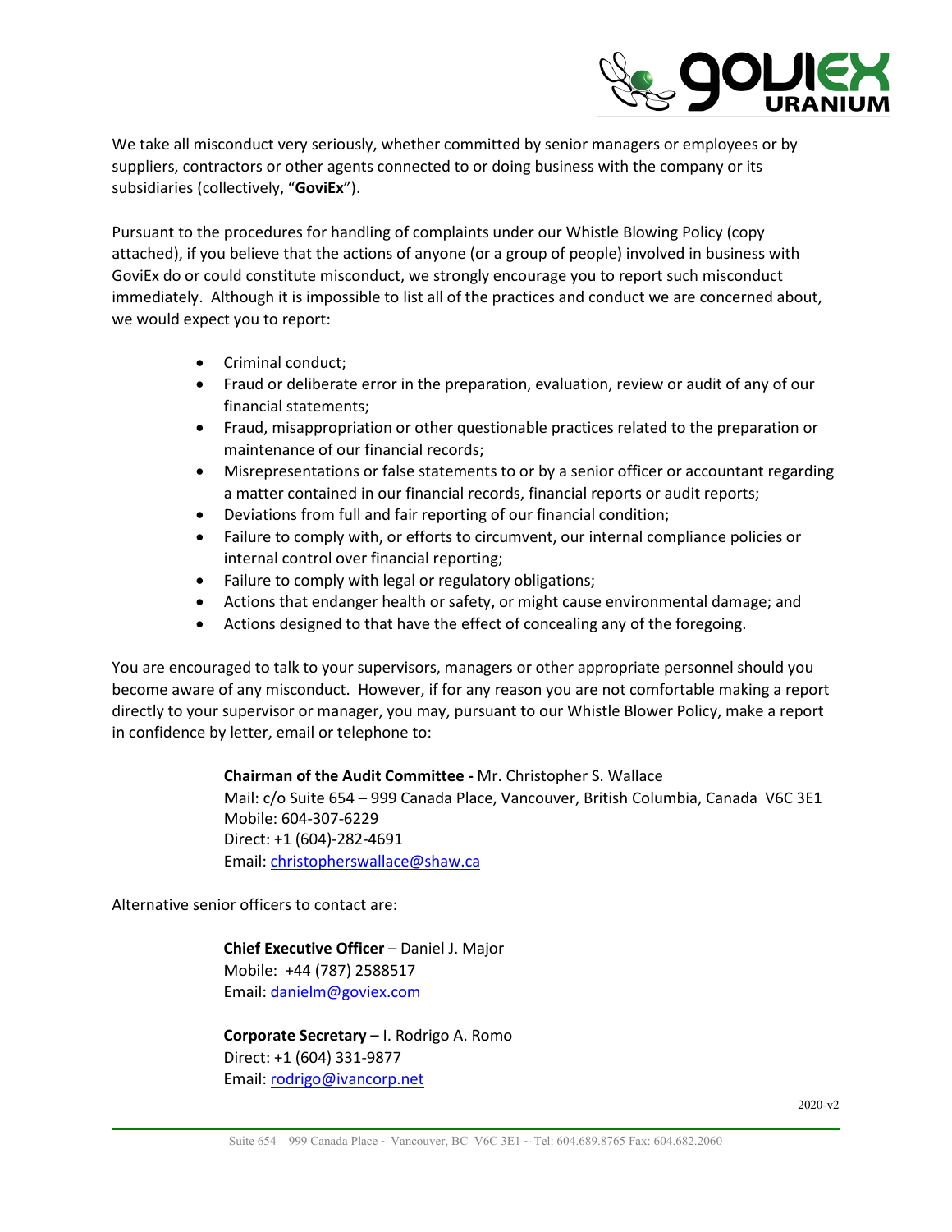We take all misconduct very seriously, whether committed by senior managers or employees or by suppliers, contractors or other agents connected to or doing business with the company or its subsidiaries (collectively, "**GoviEx**").

Pursuant to the procedures for handling of complaints under our Whistle Blowing Policy (copy attached), if you believe that the actions of anyone (or a group of people) involved in business with GoviEx do or could constitute misconduct, we strongly encourage you to report such misconduct immediately. Although it is impossible to list all of the practices and conduct we are concerned about, we would expect you to report:

- Criminal conduct;
- Fraud or deliberate error in the preparation, evaluation, review or audit of any of our financial statements;
- Fraud, misappropriation or other questionable practices related to the preparation or maintenance of our financial records;
- Misrepresentations or false statements to or by a senior officer or accountant regarding a matter contained in our financial records, financial reports or audit reports;
- Deviations from full and fair reporting of our financial condition;
- Failure to comply with, or efforts to circumvent, our internal compliance policies or internal control over financial reporting;
- Failure to comply with legal or regulatory obligations;
- Actions that endanger health or safety, or might cause environmental damage; and
- Actions designed to that have the effect of concealing any of the foregoing.

You are encouraged to talk to your supervisors, managers or other appropriate personnel should you become aware of any misconduct. However, if for any reason you are not comfortable making a report directly to your supervisor or manager, you may, pursuant to our Whistle Blower Policy, make a report in confidence by letter, email or telephone to:

> **Chairman of the Audit Committee -** Mr. Christopher S. Wallace
> Mail: c/o Suite 654 – 999 Canada Place, Vancouver, British Columbia, Canada V6C 3E1
> Mobile: 604-307-6229
> Direct: +1 (604)-282-4691
> Email: christopherswallace@shaw.ca

Alternative senior officers to contact are:

> **Chief Executive Officer** – Daniel J. Major
> Mobile: +44 (787) 2588517
> Email: danielm@goviex.com

> **Corporate Secretary** – I. Rodrigo A. Romo
> Direct: +1 (604) 331-9877
> Email: rodrigo@ivancorp.net

2020-v2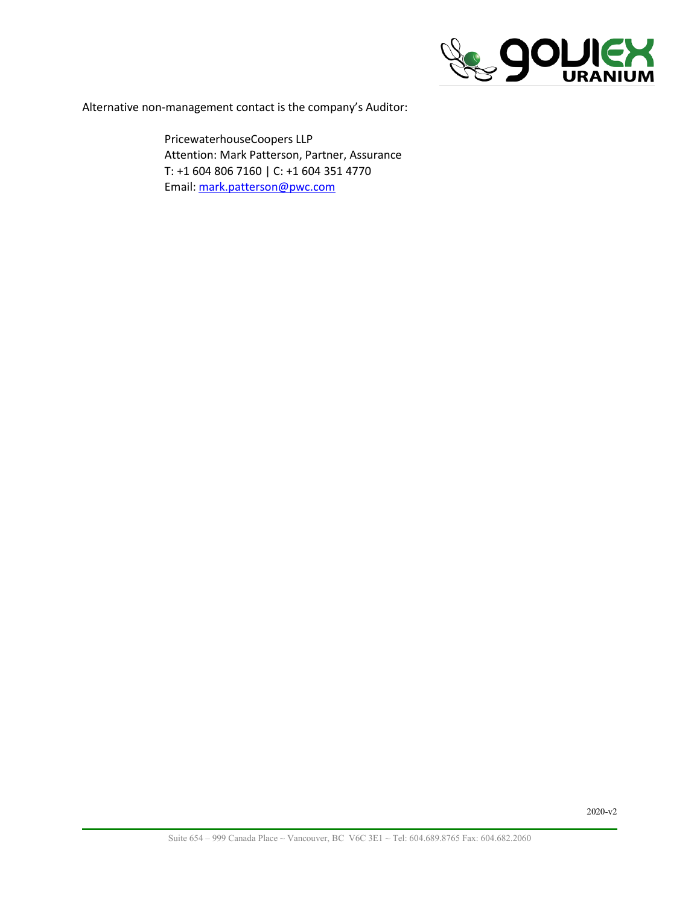Alternative non-management contact is the company's Auditor:

PricewaterhouseCoopers LLP
Attention: Mark Patterson, Partner, Assurance
T: +1 604 806 7160 | C: +1 604 351 4770
Email: mark.patterson@pwc.com